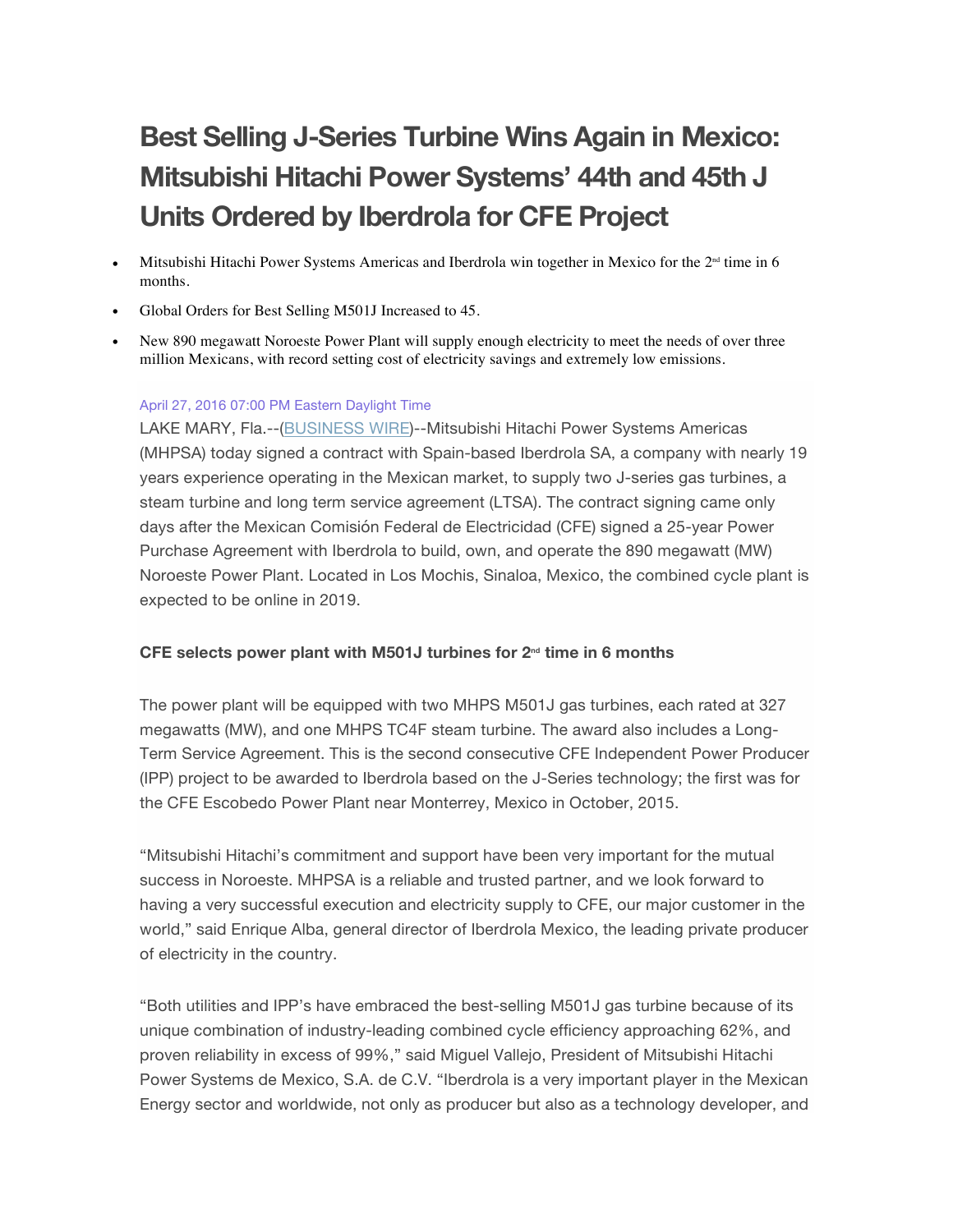# Best Selling J-Series Turbine Wins Again in Mexico: Mitsubishi Hitachi Power Systems' 44th and 45th J Units Ordered by Iberdrola for CFE Project

- Mitsubishi Hitachi Power Systems Americas and Iberdrola win together in Mexico for the 2nd time in 6 months.
- Global Orders for Best Selling M501J Increased to 45.
- New 890 megawatt Noroeste Power Plant will supply enough electricity to meet the needs of over three million Mexicans, with record setting cost of electricity savings and extremely low emissions.

April 27, 2016 07:00 PM Eastern Daylight Time

LAKE MARY, Fla.--(BUSINESS WIRE)--Mitsubishi Hitachi Power Systems Americas (MHPSA) today signed a contract with Spain-based Iberdrola SA, a company with nearly 19 years experience operating in the Mexican market, to supply two J-series gas turbines, a steam turbine and long term service agreement (LTSA). The contract signing came only days after the Mexican Comisión Federal de Electricidad (CFE) signed a 25-year Power Purchase Agreement with Iberdrola to build, own, and operate the 890 megawatt (MW) Noroeste Power Plant. Located in Los Mochis, Sinaloa, Mexico, the combined cycle plant is expected to be online in 2019.

**CFE selects power plant with M501J turbines for 2nd time in 6 months**

The power plant will be equipped with two MHPS M501J gas turbines, each rated at 327 megawatts (MW), and one MHPS TC4F steam turbine. The award also includes a Long-Term Service Agreement. This is the second consecutive CFE Independent Power Producer (IPP) project to be awarded to Iberdrola based on the J-Series technology; the first was for the CFE Escobedo Power Plant near Monterrey, Mexico in October, 2015.

"Mitsubishi Hitachi's commitment and support have been very important for the mutual success in Noroeste. MHPSA is a reliable and trusted partner, and we look forward to having a very successful execution and electricity supply to CFE, our major customer in the world," said Enrique Alba, general director of Iberdrola Mexico, the leading private producer of electricity in the country.

"Both utilities and IPP's have embraced the best-selling M501J gas turbine because of its unique combination of industry-leading combined cycle efficiency approaching 62%, and proven reliability in excess of 99%," said Miguel Vallejo, President of Mitsubishi Hitachi Power Systems de Mexico, S.A. de C.V. "Iberdrola is a very important player in the Mexican Energy sector and worldwide, not only as producer but also as a technology developer, and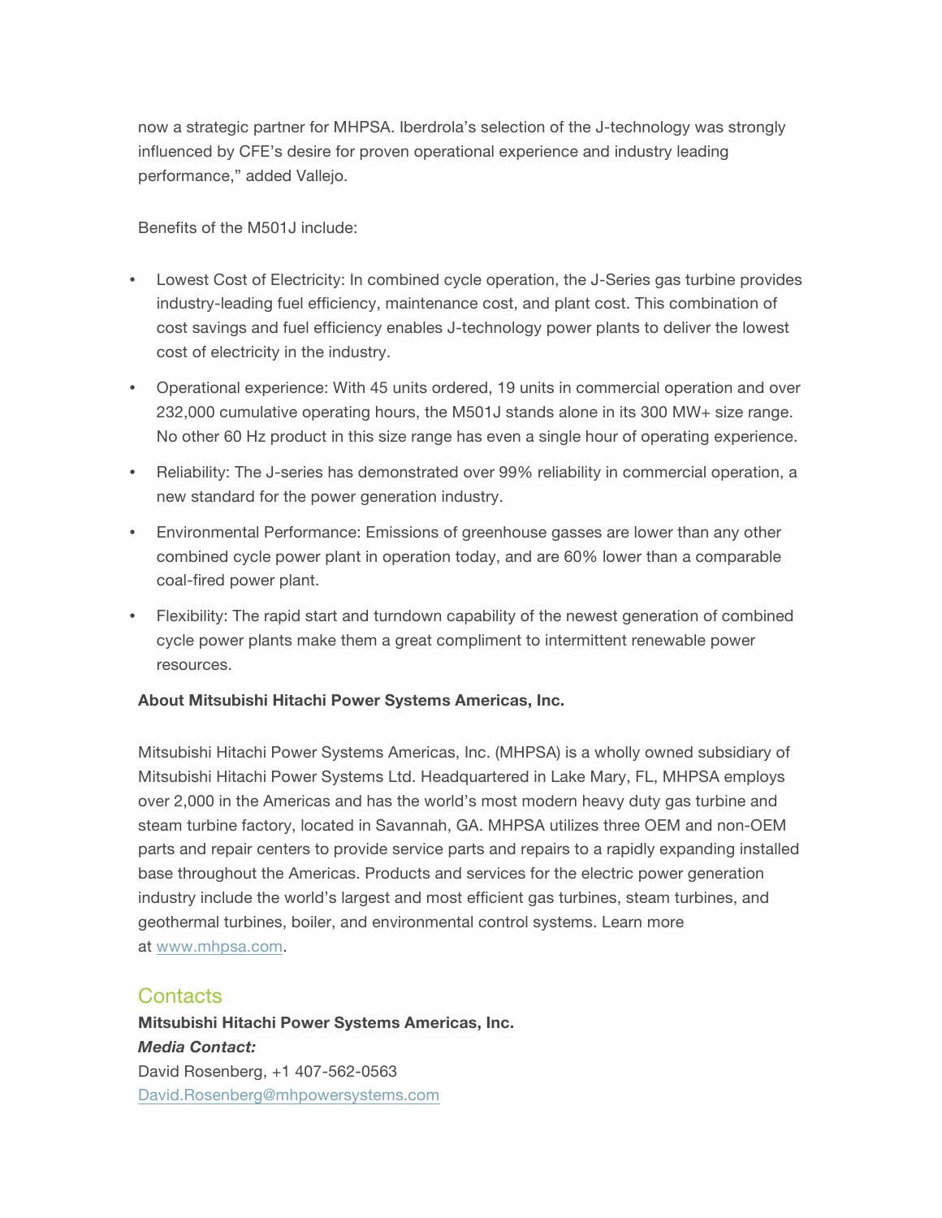now a strategic partner for MHPSA. Iberdrola's selection of the J-technology was strongly influenced by CFE's desire for proven operational experience and industry leading performance," added Vallejo.

Benefits of the M501J include:

- Lowest Cost of Electricity: In combined cycle operation, the J-Series gas turbine provides industry-leading fuel efficiency, maintenance cost, and plant cost. This combination of cost savings and fuel efficiency enables J-technology power plants to deliver the lowest cost of electricity in the industry.
- Operational experience: With 45 units ordered, 19 units in commercial operation and over 232,000 cumulative operating hours, the M501J stands alone in its 300 MW+ size range. No other 60 Hz product in this size range has even a single hour of operating experience.
- Reliability: The J-series has demonstrated over 99% reliability in commercial operation, a new standard for the power generation industry.
- Environmental Performance: Emissions of greenhouse gasses are lower than any other combined cycle power plant in operation today, and are 60% lower than a comparable coal-fired power plant.
- Flexibility: The rapid start and turndown capability of the newest generation of combined cycle power plants make them a great compliment to intermittent renewable power resources.

**About Mitsubishi Hitachi Power Systems Americas, Inc.**

Mitsubishi Hitachi Power Systems Americas, Inc. (MHPSA) is a wholly owned subsidiary of Mitsubishi Hitachi Power Systems Ltd. Headquartered in Lake Mary, FL, MHPSA employs over 2,000 in the Americas and has the world's most modern heavy duty gas turbine and steam turbine factory, located in Savannah, GA. MHPSA utilizes three OEM and non-OEM parts and repair centers to provide service parts and repairs to a rapidly expanding installed base throughout the Americas. Products and services for the electric power generation industry include the world's largest and most efficient gas turbines, steam turbines, and geothermal turbines, boiler, and environmental control systems. Learn more at www.mhpsa.com.

## Contacts

**Mitsubishi Hitachi Power Systems Americas, Inc.**
***Media Contact:***
David Rosenberg, +1 407-562-0563
David.Rosenberg@mhpowersystems.com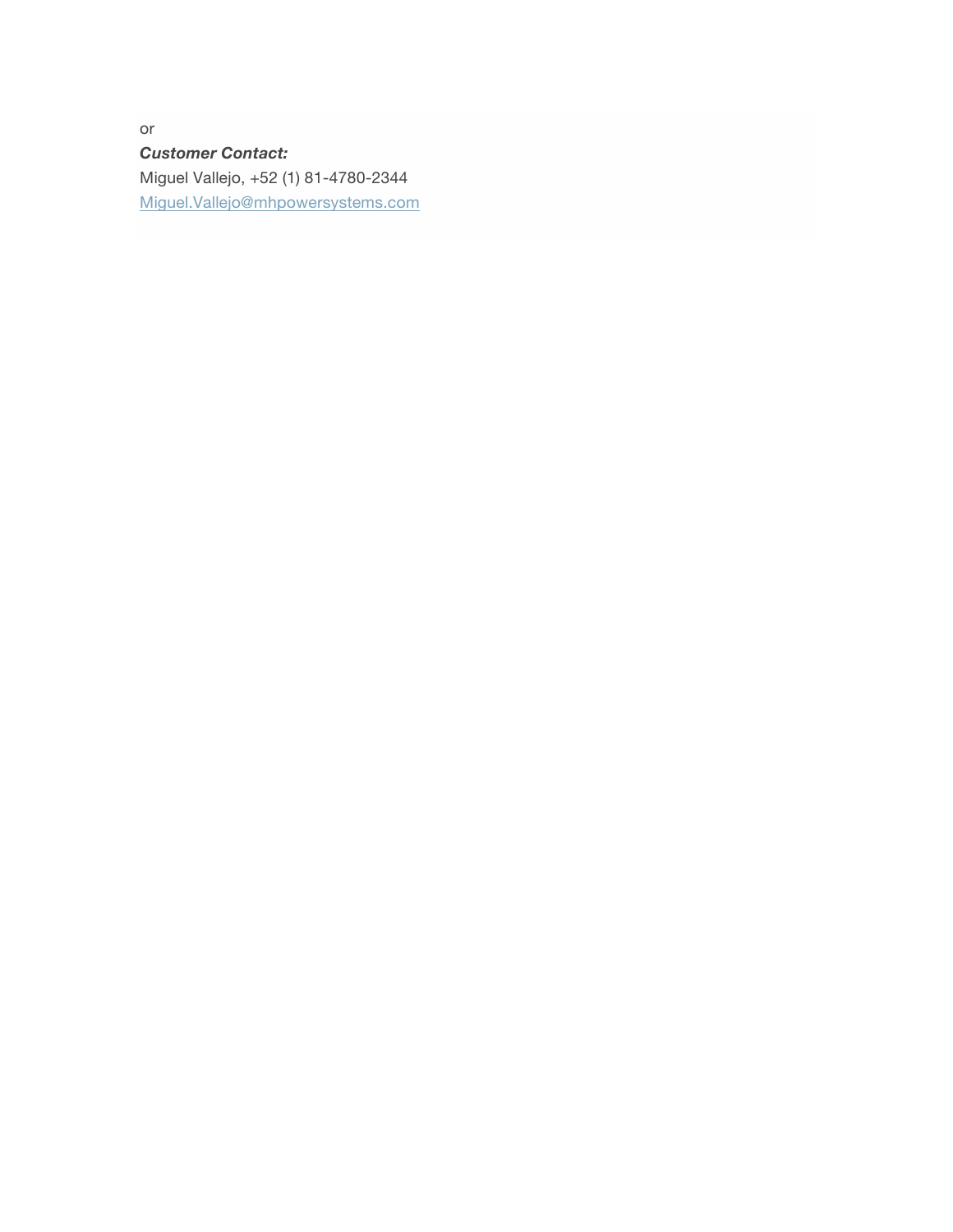or

***Customer Contact:***

Miguel Vallejo, +52 (1) 81-4780-2344

[Miguel.Vallejo@mhpowersystems.com](mailto:Miguel.Vallejo@mhpowersystems.com)